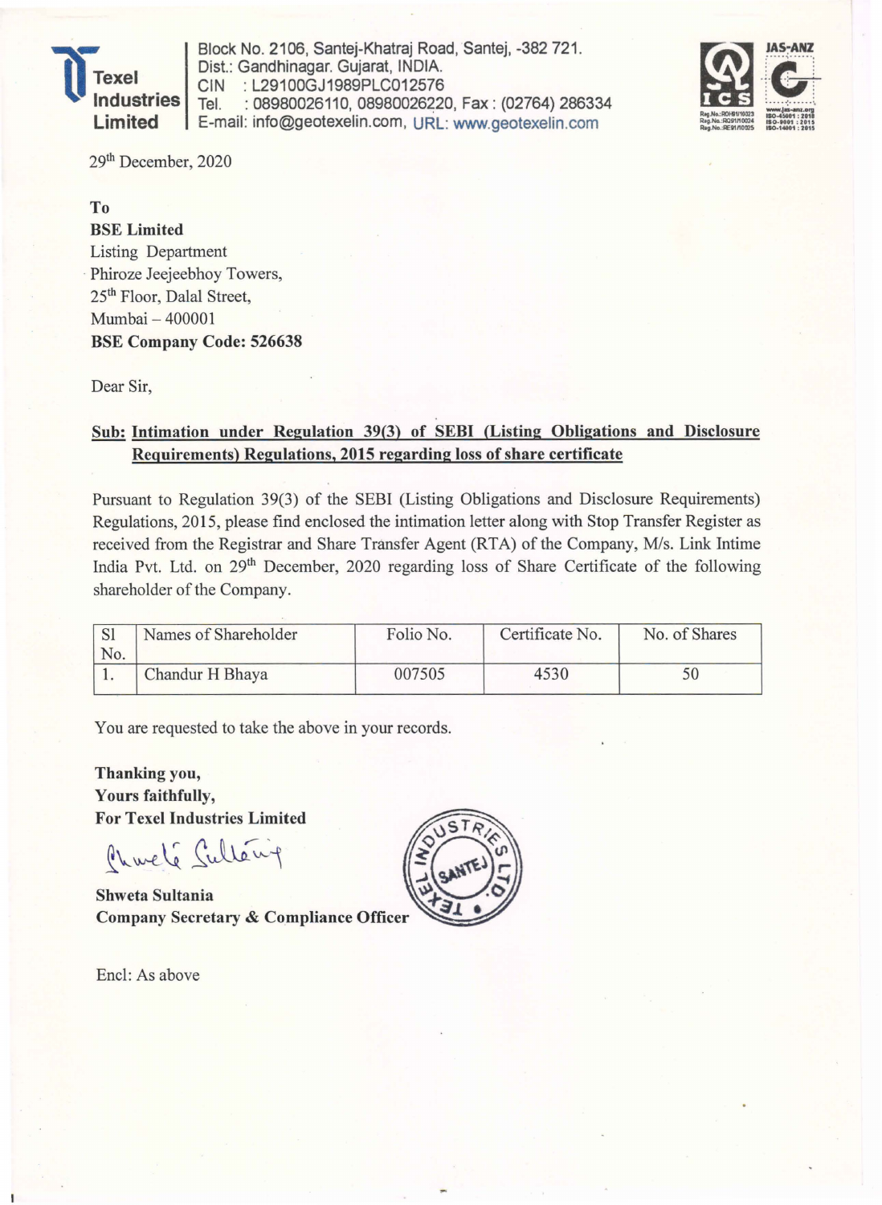**Texel Industries Limited**

Block No. 2106, Santej-Khatraj Road, Santej, -382 721.
Dist.: Gandhinagar. Gujarat, INDIA.
CIN : L29100GJ1989PLC012576
Tel. : 08980026110, 08980026220, Fax : (02764) 286334
E-mail: info@geotexelin.com, URL: www.geotexelin.com

29th December, 2020

**To**
**BSE Limited**
Listing Department
Phiroze Jeejeebhoy Towers,
25th Floor, Dalal Street,
Mumbai – 400001
**BSE Company Code: 526638**

Dear Sir,

**Sub: Intimation under Regulation 39(3) of SEBI (Listing Obligations and Disclosure Requirements) Regulations, 2015 regarding loss of share certificate**

Pursuant to Regulation 39(3) of the SEBI (Listing Obligations and Disclosure Requirements) Regulations, 2015, please find enclosed the intimation letter along with Stop Transfer Register as received from the Registrar and Share Transfer Agent (RTA) of the Company, M/s. Link Intime India Pvt. Ltd. on 29th December, 2020 regarding loss of Share Certificate of the following shareholder of the Company.

| Sl No. | Names of Shareholder | Folio No. | Certificate No. | No. of Shares |
|---|---|---|---|---|
| 1. | Chandur H Bhaya | 007505 | 4530 | 50 |

You are requested to take the above in your records.

**Thanking you,**
**Yours faithfully,**
**For Texel Industries Limited**

**Shweta Sultania**
**Company Secretary & Compliance Officer**

Encl: As above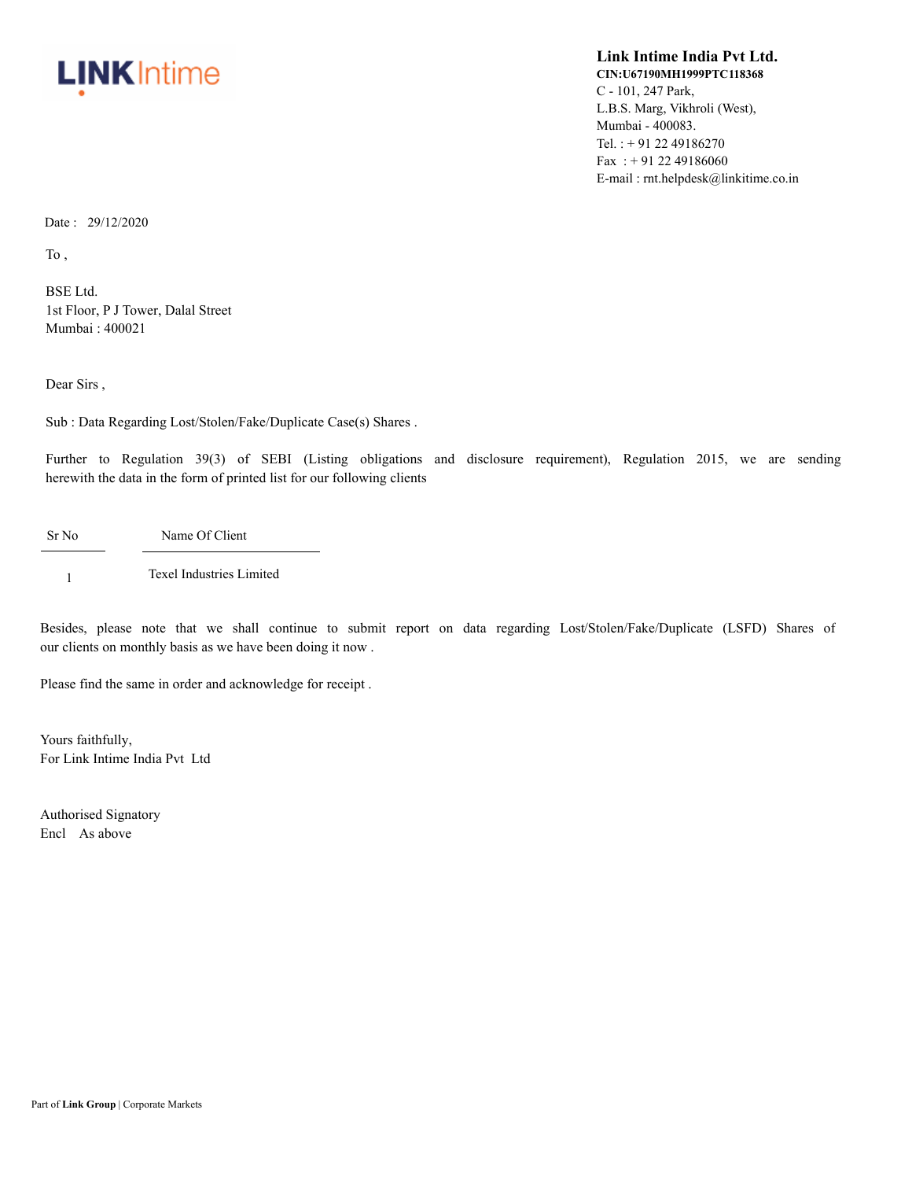LINKIntime

**Link Intime India Pvt Ltd.**
**CIN:U67190MH1999PTC118368**
C - 101, 247 Park,
L.B.S. Marg, Vikhroli (West),
Mumbai - 400083.
Tel. : + 91 22 49186270
Fax : + 91 22 49186060
E-mail : rnt.helpdesk@linkitime.co.in

Date : 29/12/2020

To ,

BSE Ltd.
1st Floor, P J Tower, Dalal Street
Mumbai : 400021

Dear Sirs ,

Sub : Data Regarding Lost/Stolen/Fake/Duplicate Case(s) Shares .

Further to Regulation 39(3) of SEBI (Listing obligations and disclosure requirement), Regulation 2015, we are sending herewith the data in the form of printed list for our following clients

| Sr No | Name Of Client |
|---|---|
| 1 | Texel Industries Limited |

Besides, please note that we shall continue to submit report on data regarding Lost/Stolen/Fake/Duplicate (LSFD) Shares of our clients on monthly basis as we have been doing it now .

Please find the same in order and acknowledge for receipt .

Yours faithfully,
For Link Intime India Pvt Ltd

Authorised Signatory
Encl As above

Part of **Link Group** | Corporate Markets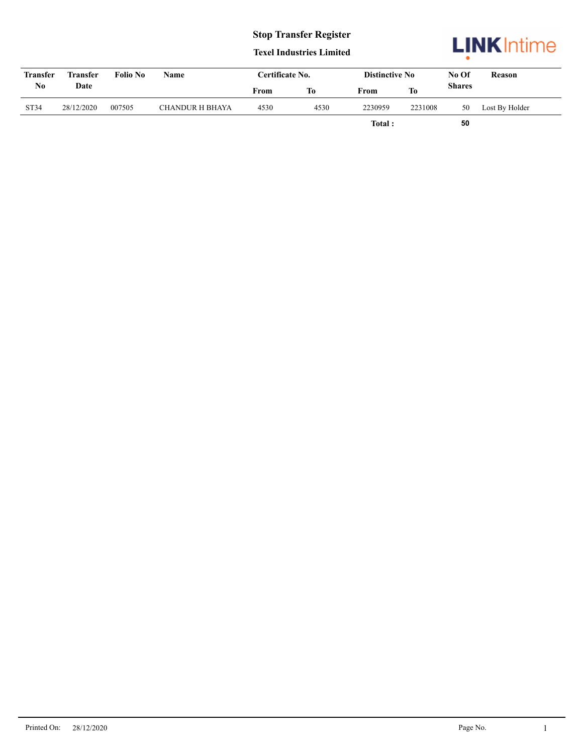# Stop Transfer Register

## Texel Industries Limited

| Transfer No | Transfer Date | Folio No | Name | Certificate No. | | Distinctive No | | No Of Shares | Reason |
|---|---|---|---|---|---|---|---|---|---|
| | | | | From | To | From | To | | |
| ST34 | 28/12/2020 | 007505 | CHANDUR H BHAYA | 4530 | 4530 | 2230959 | 2231008 | 50 | Lost By Holder |
| | | | | | | Total : | | 50 | |

Printed On: 28/12/2020